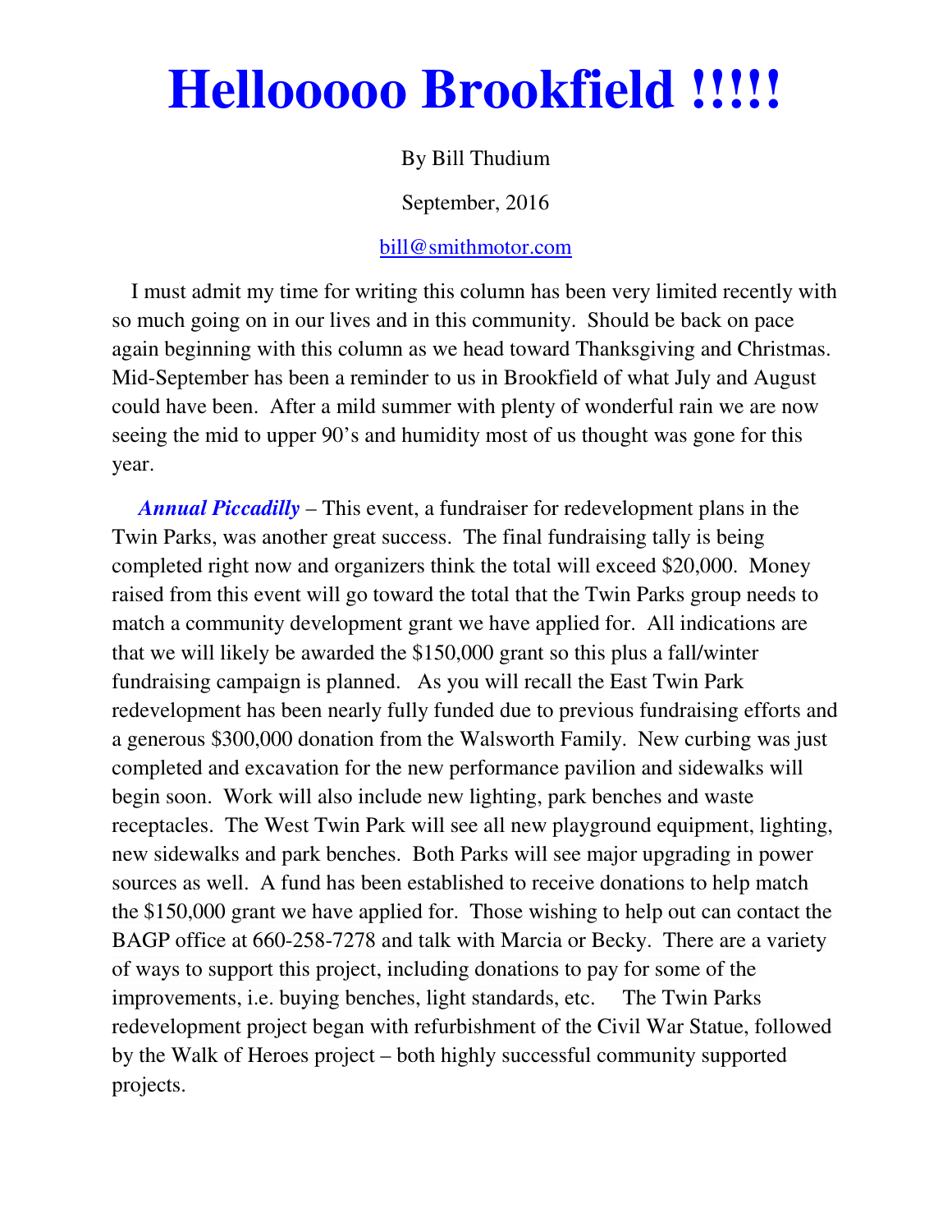# Hellooooo Brookfield !!!!!

By Bill Thudium

September, 2016

bill@smithmotor.com

I must admit my time for writing this column has been very limited recently with so much going on in our lives and in this community. Should be back on pace again beginning with this column as we head toward Thanksgiving and Christmas. Mid-September has been a reminder to us in Brookfield of what July and August could have been. After a mild summer with plenty of wonderful rain we are now seeing the mid to upper 90's and humidity most of us thought was gone for this year.

***Annual Piccadilly*** – This event, a fundraiser for redevelopment plans in the Twin Parks, was another great success. The final fundraising tally is being completed right now and organizers think the total will exceed $20,000. Money raised from this event will go toward the total that the Twin Parks group needs to match a community development grant we have applied for. All indications are that we will likely be awarded the $150,000 grant so this plus a fall/winter fundraising campaign is planned. As you will recall the East Twin Park redevelopment has been nearly fully funded due to previous fundraising efforts and a generous $300,000 donation from the Walsworth Family. New curbing was just completed and excavation for the new performance pavilion and sidewalks will begin soon. Work will also include new lighting, park benches and waste receptacles. The West Twin Park will see all new playground equipment, lighting, new sidewalks and park benches. Both Parks will see major upgrading in power sources as well. A fund has been established to receive donations to help match the $150,000 grant we have applied for. Those wishing to help out can contact the BAGP office at 660-258-7278 and talk with Marcia or Becky. There are a variety of ways to support this project, including donations to pay for some of the improvements, i.e. buying benches, light standards, etc. The Twin Parks redevelopment project began with refurbishment of the Civil War Statue, followed by the Walk of Heroes project – both highly successful community supported projects.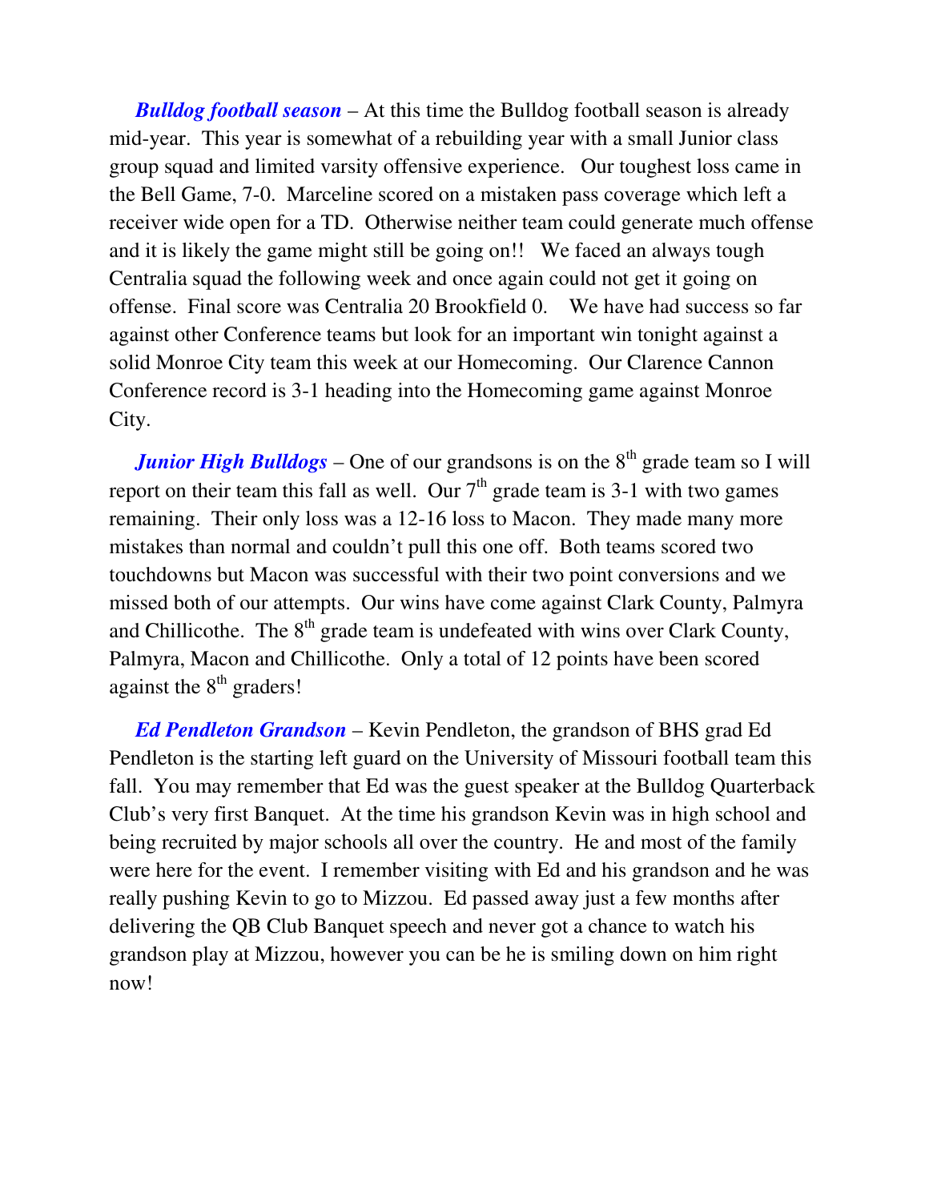***Bulldog football season*** – At this time the Bulldog football season is already mid-year. This year is somewhat of a rebuilding year with a small Junior class group squad and limited varsity offensive experience. Our toughest loss came in the Bell Game, 7-0. Marceline scored on a mistaken pass coverage which left a receiver wide open for a TD. Otherwise neither team could generate much offense and it is likely the game might still be going on!! We faced an always tough Centralia squad the following week and once again could not get it going on offense. Final score was Centralia 20 Brookfield 0. We have had success so far against other Conference teams but look for an important win tonight against a solid Monroe City team this week at our Homecoming. Our Clarence Cannon Conference record is 3-1 heading into the Homecoming game against Monroe City.

***Junior High Bulldogs*** – One of our grandsons is on the 8th grade team so I will report on their team this fall as well. Our 7th grade team is 3-1 with two games remaining. Their only loss was a 12-16 loss to Macon. They made many more mistakes than normal and couldn't pull this one off. Both teams scored two touchdowns but Macon was successful with their two point conversions and we missed both of our attempts. Our wins have come against Clark County, Palmyra and Chillicothe. The 8th grade team is undefeated with wins over Clark County, Palmyra, Macon and Chillicothe. Only a total of 12 points have been scored against the 8th graders!

***Ed Pendleton Grandson*** – Kevin Pendleton, the grandson of BHS grad Ed Pendleton is the starting left guard on the University of Missouri football team this fall. You may remember that Ed was the guest speaker at the Bulldog Quarterback Club's very first Banquet. At the time his grandson Kevin was in high school and being recruited by major schools all over the country. He and most of the family were here for the event. I remember visiting with Ed and his grandson and he was really pushing Kevin to go to Mizzou. Ed passed away just a few months after delivering the QB Club Banquet speech and never got a chance to watch his grandson play at Mizzou, however you can be he is smiling down on him right now!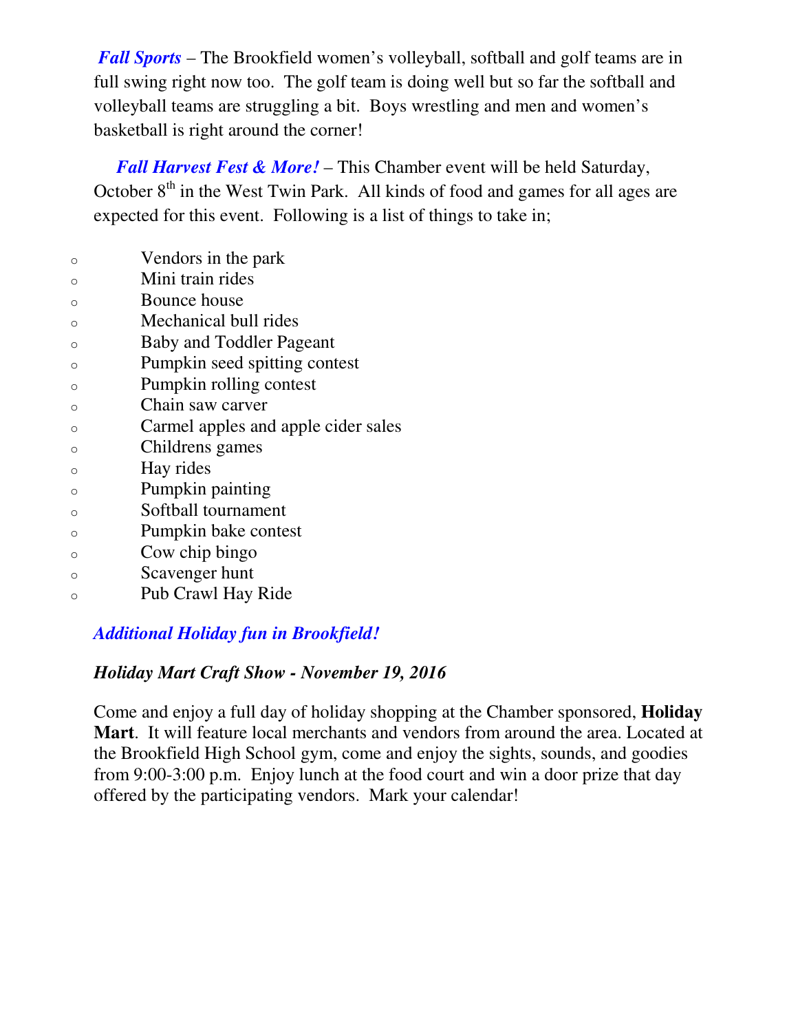***Fall Sports*** – The Brookfield women's volleyball, softball and golf teams are in full swing right now too. The golf team is doing well but so far the softball and volleyball teams are struggling a bit. Boys wrestling and men and women's basketball is right around the corner!

***Fall Harvest Fest & More!*** – This Chamber event will be held Saturday, October 8th in the West Twin Park. All kinds of food and games for all ages are expected for this event. Following is a list of things to take in;

- Vendors in the park
- Mini train rides
- Bounce house
- Mechanical bull rides
- Baby and Toddler Pageant
- Pumpkin seed spitting contest
- Pumpkin rolling contest
- Chain saw carver
- Carmel apples and apple cider sales
- Childrens games
- Hay rides
- Pumpkin painting
- Softball tournament
- Pumpkin bake contest
- Cow chip bingo
- Scavenger hunt
- Pub Crawl Hay Ride

***Additional Holiday fun in Brookfield!***

***Holiday Mart Craft Show - November 19, 2016***

Come and enjoy a full day of holiday shopping at the Chamber sponsored, **Holiday Mart**. It will feature local merchants and vendors from around the area. Located at the Brookfield High School gym, come and enjoy the sights, sounds, and goodies from 9:00-3:00 p.m. Enjoy lunch at the food court and win a door prize that day offered by the participating vendors. Mark your calendar!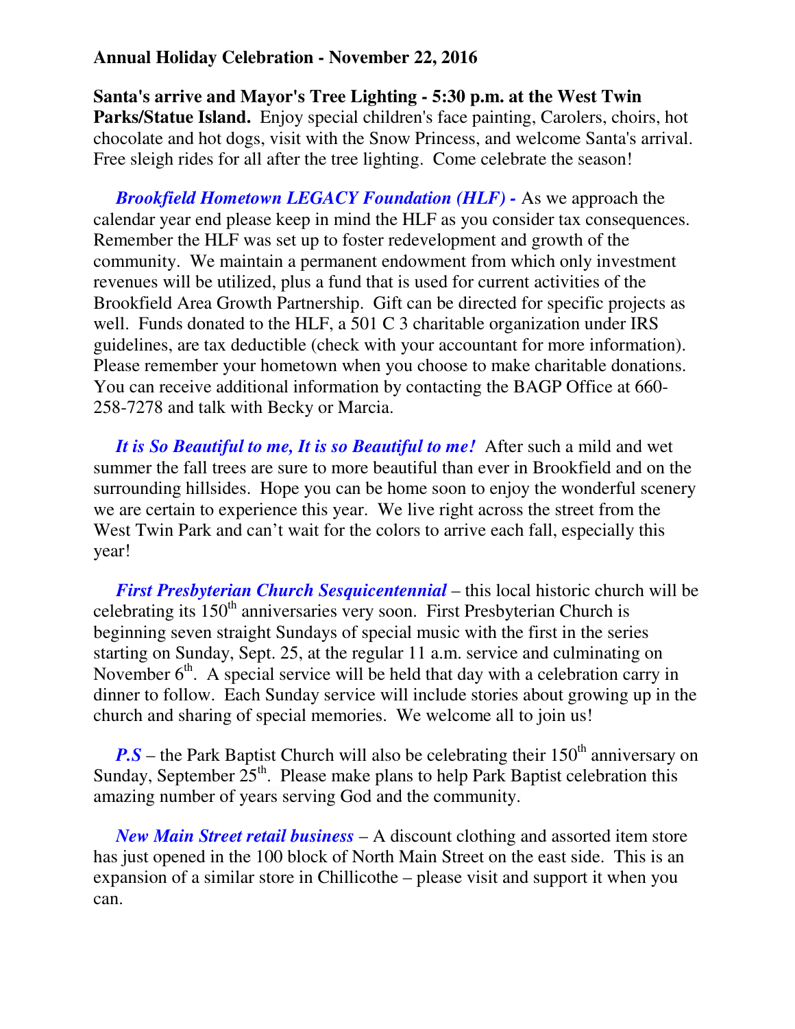**Annual Holiday Celebration - November 22, 2016**

**Santa's arrive and Mayor's Tree Lighting - 5:30 p.m. at the West Twin Parks/Statue Island.** Enjoy special children's face painting, Carolers, choirs, hot chocolate and hot dogs, visit with the Snow Princess, and welcome Santa's arrival. Free sleigh rides for all after the tree lighting. Come celebrate the season!

***Brookfield Hometown LEGACY Foundation (HLF) -*** As we approach the calendar year end please keep in mind the HLF as you consider tax consequences. Remember the HLF was set up to foster redevelopment and growth of the community. We maintain a permanent endowment from which only investment revenues will be utilized, plus a fund that is used for current activities of the Brookfield Area Growth Partnership. Gift can be directed for specific projects as well. Funds donated to the HLF, a 501 C 3 charitable organization under IRS guidelines, are tax deductible (check with your accountant for more information). Please remember your hometown when you choose to make charitable donations. You can receive additional information by contacting the BAGP Office at 660-258-7278 and talk with Becky or Marcia.

***It is So Beautiful to me, It is so Beautiful to me!*** After such a mild and wet summer the fall trees are sure to more beautiful than ever in Brookfield and on the surrounding hillsides. Hope you can be home soon to enjoy the wonderful scenery we are certain to experience this year. We live right across the street from the West Twin Park and can't wait for the colors to arrive each fall, especially this year!

***First Presbyterian Church Sesquicentennial*** – this local historic church will be celebrating its 150th anniversaries very soon. First Presbyterian Church is beginning seven straight Sundays of special music with the first in the series starting on Sunday, Sept. 25, at the regular 11 a.m. service and culminating on November 6th. A special service will be held that day with a celebration carry in dinner to follow. Each Sunday service will include stories about growing up in the church and sharing of special memories. We welcome all to join us!

***P.S*** – the Park Baptist Church will also be celebrating their 150th anniversary on Sunday, September 25th. Please make plans to help Park Baptist celebration this amazing number of years serving God and the community.

***New Main Street retail business*** – A discount clothing and assorted item store has just opened in the 100 block of North Main Street on the east side. This is an expansion of a similar store in Chillicothe – please visit and support it when you can.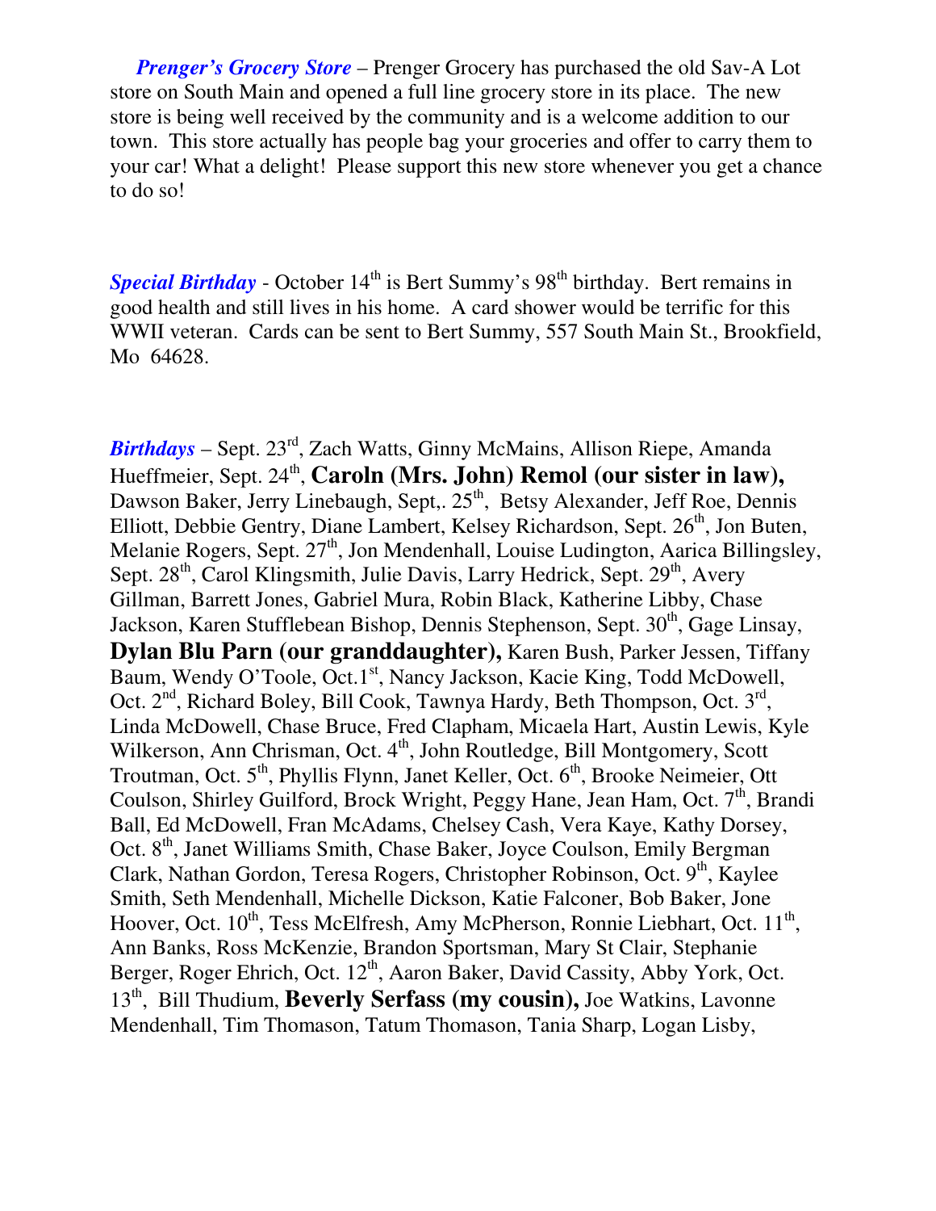***Prenger's Grocery Store*** – Prenger Grocery has purchased the old Sav-A Lot store on South Main and opened a full line grocery store in its place. The new store is being well received by the community and is a welcome addition to our town. This store actually has people bag your groceries and offer to carry them to your car! What a delight! Please support this new store whenever you get a chance to do so!

***Special Birthday*** - October 14th is Bert Summy's 98th birthday. Bert remains in good health and still lives in his home. A card shower would be terrific for this WWII veteran. Cards can be sent to Bert Summy, 557 South Main St., Brookfield, Mo 64628.

***Birthdays*** – Sept. 23rd, Zach Watts, Ginny McMains, Allison Riepe, Amanda Hueffmeier, Sept. 24th, **Caroln (Mrs. John) Remol (our sister in law),** Dawson Baker, Jerry Linebaugh, Sept,. 25th, Betsy Alexander, Jeff Roe, Dennis Elliott, Debbie Gentry, Diane Lambert, Kelsey Richardson, Sept. 26th, Jon Buten, Melanie Rogers, Sept. 27th, Jon Mendenhall, Louise Ludington, Aarica Billingsley, Sept. 28th, Carol Klingsmith, Julie Davis, Larry Hedrick, Sept. 29th, Avery Gillman, Barrett Jones, Gabriel Mura, Robin Black, Katherine Libby, Chase Jackson, Karen Stufflebean Bishop, Dennis Stephenson, Sept. 30th, Gage Linsay, **Dylan Blu Parn (our granddaughter),** Karen Bush, Parker Jessen, Tiffany Baum, Wendy O'Toole, Oct.1st, Nancy Jackson, Kacie King, Todd McDowell, Oct. 2nd, Richard Boley, Bill Cook, Tawnya Hardy, Beth Thompson, Oct. 3rd, Linda McDowell, Chase Bruce, Fred Clapham, Micaela Hart, Austin Lewis, Kyle Wilkerson, Ann Chrisman, Oct. 4th, John Routledge, Bill Montgomery, Scott Troutman, Oct. 5th, Phyllis Flynn, Janet Keller, Oct. 6th, Brooke Neimeier, Ott Coulson, Shirley Guilford, Brock Wright, Peggy Hane, Jean Ham, Oct. 7th, Brandi Ball, Ed McDowell, Fran McAdams, Chelsey Cash, Vera Kaye, Kathy Dorsey, Oct. 8th, Janet Williams Smith, Chase Baker, Joyce Coulson, Emily Bergman Clark, Nathan Gordon, Teresa Rogers, Christopher Robinson, Oct. 9th, Kaylee Smith, Seth Mendenhall, Michelle Dickson, Katie Falconer, Bob Baker, Jone Hoover, Oct. 10th, Tess McElfresh, Amy McPherson, Ronnie Liebhart, Oct. 11th, Ann Banks, Ross McKenzie, Brandon Sportsman, Mary St Clair, Stephanie Berger, Roger Ehrich, Oct. 12th, Aaron Baker, David Cassity, Abby York, Oct. 13th, Bill Thudium, **Beverly Serfass (my cousin),** Joe Watkins, Lavonne Mendenhall, Tim Thomason, Tatum Thomason, Tania Sharp, Logan Lisby,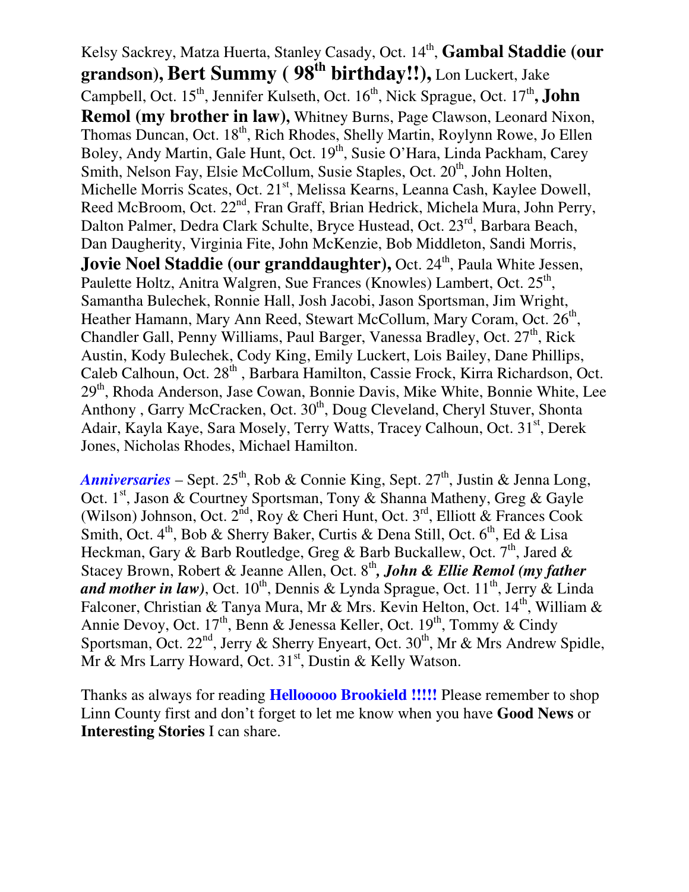Kelsy Sackrey, Matza Huerta, Stanley Casady, Oct. 14th, **Gambal Staddie (our grandson), Bert Summy ( 98th birthday!!),** Lon Luckert, Jake Campbell, Oct. 15th, Jennifer Kulseth, Oct. 16th, Nick Sprague, Oct. 17th**, John Remol (my brother in law),** Whitney Burns, Page Clawson, Leonard Nixon, Thomas Duncan, Oct. 18th, Rich Rhodes, Shelly Martin, Roylynn Rowe, Jo Ellen Boley, Andy Martin, Gale Hunt, Oct. 19th, Susie O'Hara, Linda Packham, Carey Smith, Nelson Fay, Elsie McCollum, Susie Staples, Oct. 20th, John Holten, Michelle Morris Scates, Oct. 21st, Melissa Kearns, Leanna Cash, Kaylee Dowell, Reed McBroom, Oct. 22nd, Fran Graff, Brian Hedrick, Michela Mura, John Perry, Dalton Palmer, Dedra Clark Schulte, Bryce Hustead, Oct. 23rd, Barbara Beach, Dan Daugherity, Virginia Fite, John McKenzie, Bob Middleton, Sandi Morris, **Jovie Noel Staddie (our granddaughter),** Oct. 24th, Paula White Jessen, Paulette Holtz, Anitra Walgren, Sue Frances (Knowles) Lambert, Oct. 25th, Samantha Bulechek, Ronnie Hall, Josh Jacobi, Jason Sportsman, Jim Wright, Heather Hamann, Mary Ann Reed, Stewart McCollum, Mary Coram, Oct. 26th, Chandler Gall, Penny Williams, Paul Barger, Vanessa Bradley, Oct. 27th, Rick Austin, Kody Bulechek, Cody King, Emily Luckert, Lois Bailey, Dane Phillips, Caleb Calhoun, Oct. 28th , Barbara Hamilton, Cassie Frock, Kirra Richardson, Oct. 29th, Rhoda Anderson, Jase Cowan, Bonnie Davis, Mike White, Bonnie White, Lee Anthony , Garry McCracken, Oct. 30th, Doug Cleveland, Cheryl Stuver, Shonta Adair, Kayla Kaye, Sara Mosely, Terry Watts, Tracey Calhoun, Oct. 31st, Derek Jones, Nicholas Rhodes, Michael Hamilton.

***Anniversaries*** – Sept. 25th, Rob & Connie King, Sept. 27th, Justin & Jenna Long, Oct. 1st, Jason & Courtney Sportsman, Tony & Shanna Matheny, Greg & Gayle (Wilson) Johnson, Oct. 2nd, Roy & Cheri Hunt, Oct. 3rd, Elliott & Frances Cook Smith, Oct. 4th, Bob & Sherry Baker, Curtis & Dena Still, Oct. 6th, Ed & Lisa Heckman, Gary & Barb Routledge, Greg & Barb Buckallew, Oct. 7th, Jared & Stacey Brown, Robert & Jeanne Allen, Oct. 8th***, John & Ellie Remol (my father and mother in law)***, Oct. 10th, Dennis & Lynda Sprague, Oct. 11th, Jerry & Linda Falconer, Christian & Tanya Mura, Mr & Mrs. Kevin Helton, Oct. 14th, William & Annie Devoy, Oct. 17th, Benn & Jenessa Keller, Oct. 19th, Tommy & Cindy Sportsman, Oct. 22nd, Jerry & Sherry Enyeart, Oct. 30th, Mr & Mrs Andrew Spidle, Mr & Mrs Larry Howard, Oct. 31st, Dustin & Kelly Watson.

Thanks as always for reading **Hellooooo Brookield !!!!!** Please remember to shop Linn County first and don't forget to let me know when you have **Good News** or **Interesting Stories** I can share.